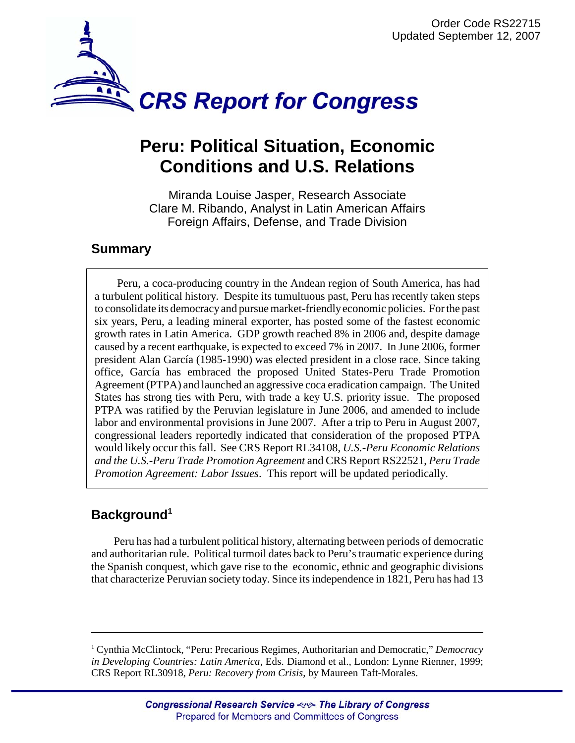Order Code RS22715
Updated September 12, 2007

# CRS Report for Congress

# Peru: Political Situation, Economic Conditions and U.S. Relations

Miranda Louise Jasper, Research Associate
Clare M. Ribando, Analyst in Latin American Affairs
Foreign Affairs, Defense, and Trade Division

## Summary

Peru, a coca-producing country in the Andean region of South America, has had a turbulent political history. Despite its tumultuous past, Peru has recently taken steps to consolidate its democracy and pursue market-friendly economic policies. For the past six years, Peru, a leading mineral exporter, has posted some of the fastest economic growth rates in Latin America. GDP growth reached 8% in 2006 and, despite damage caused by a recent earthquake, is expected to exceed 7% in 2007. In June 2006, former president Alan García (1985-1990) was elected president in a close race. Since taking office, García has embraced the proposed United States-Peru Trade Promotion Agreement (PTPA) and launched an aggressive coca eradication campaign. The United States has strong ties with Peru, with trade a key U.S. priority issue. The proposed PTPA was ratified by the Peruvian legislature in June 2006, and amended to include labor and environmental provisions in June 2007. After a trip to Peru in August 2007, congressional leaders reportedly indicated that consideration of the proposed PTPA would likely occur this fall. See CRS Report RL34108, *U.S.-Peru Economic Relations and the U.S.-Peru Trade Promotion Agreement* and CRS Report RS22521, *Peru Trade Promotion Agreement: Labor Issues*. This report will be updated periodically.

## Background[1]

Peru has had a turbulent political history, alternating between periods of democratic and authoritarian rule. Political turmoil dates back to Peru's traumatic experience during the Spanish conquest, which gave rise to the economic, ethnic and geographic divisions that characterize Peruvian society today. Since its independence in 1821, Peru has had 13

---

[1] Cynthia McClintock, "Peru: Precarious Regimes, Authoritarian and Democratic," *Democracy in Developing Countries: Latin America*, Eds. Diamond et al., London: Lynne Rienner, 1999; CRS Report RL30918, *Peru: Recovery from Crisis*, by Maureen Taft-Morales.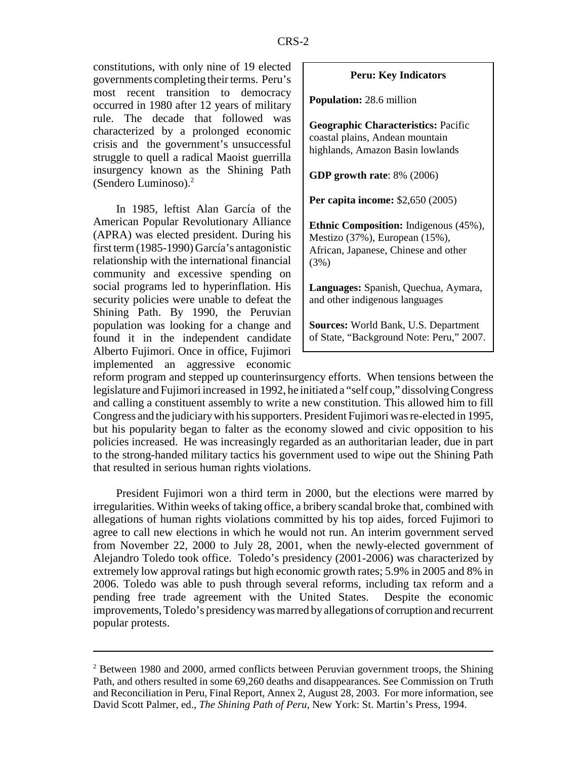constitutions, with only nine of 19 elected governments completing their terms. Peru's most recent transition to democracy occurred in 1980 after 12 years of military rule. The decade that followed was characterized by a prolonged economic crisis and the government's unsuccessful struggle to quell a radical Maoist guerrilla insurgency known as the Shining Path (Sendero Luminoso).[2]

> **Peru: Key Indicators**
>
> **Population:** 28.6 million
>
> **Geographic Characteristics:** Pacific coastal plains, Andean mountain highlands, Amazon Basin lowlands
>
> **GDP growth rate**: 8% (2006)
>
> **Per capita income:** $2,650 (2005)
>
> **Ethnic Composition:** Indigenous (45%), Mestizo (37%), European (15%), African, Japanese, Chinese and other (3%)
>
> **Languages:** Spanish, Quechua, Aymara, and other indigenous languages
>
> **Sources:** World Bank, U.S. Department of State, "Background Note: Peru," 2007.

In 1985, leftist Alan García of the American Popular Revolutionary Alliance (APRA) was elected president. During his first term (1985-1990) García's antagonistic relationship with the international financial community and excessive spending on social programs led to hyperinflation. His security policies were unable to defeat the Shining Path. By 1990, the Peruvian population was looking for a change and found it in the independent candidate Alberto Fujimori. Once in office, Fujimori implemented an aggressive economic reform program and stepped up counterinsurgency efforts. When tensions between the legislature and Fujimori increased in 1992, he initiated a "self coup," dissolving Congress and calling a constituent assembly to write a new constitution. This allowed him to fill Congress and the judiciary with his supporters. President Fujimori was re-elected in 1995, but his popularity began to falter as the economy slowed and civic opposition to his policies increased. He was increasingly regarded as an authoritarian leader, due in part to the strong-handed military tactics his government used to wipe out the Shining Path that resulted in serious human rights violations.

President Fujimori won a third term in 2000, but the elections were marred by irregularities. Within weeks of taking office, a bribery scandal broke that, combined with allegations of human rights violations committed by his top aides, forced Fujimori to agree to call new elections in which he would not run. An interim government served from November 22, 2000 to July 28, 2001, when the newly-elected government of Alejandro Toledo took office. Toledo's presidency (2001-2006) was characterized by extremely low approval ratings but high economic growth rates; 5.9% in 2005 and 8% in 2006. Toledo was able to push through several reforms, including tax reform and a pending free trade agreement with the United States. Despite the economic improvements, Toledo's presidency was marred by allegations of corruption and recurrent popular protests.

---

[2] Between 1980 and 2000, armed conflicts between Peruvian government troops, the Shining Path, and others resulted in some 69,260 deaths and disappearances. See Commission on Truth and Reconciliation in Peru, Final Report, Annex 2, August 28, 2003. For more information, see David Scott Palmer, ed., *The Shining Path of Peru*, New York: St. Martin's Press, 1994.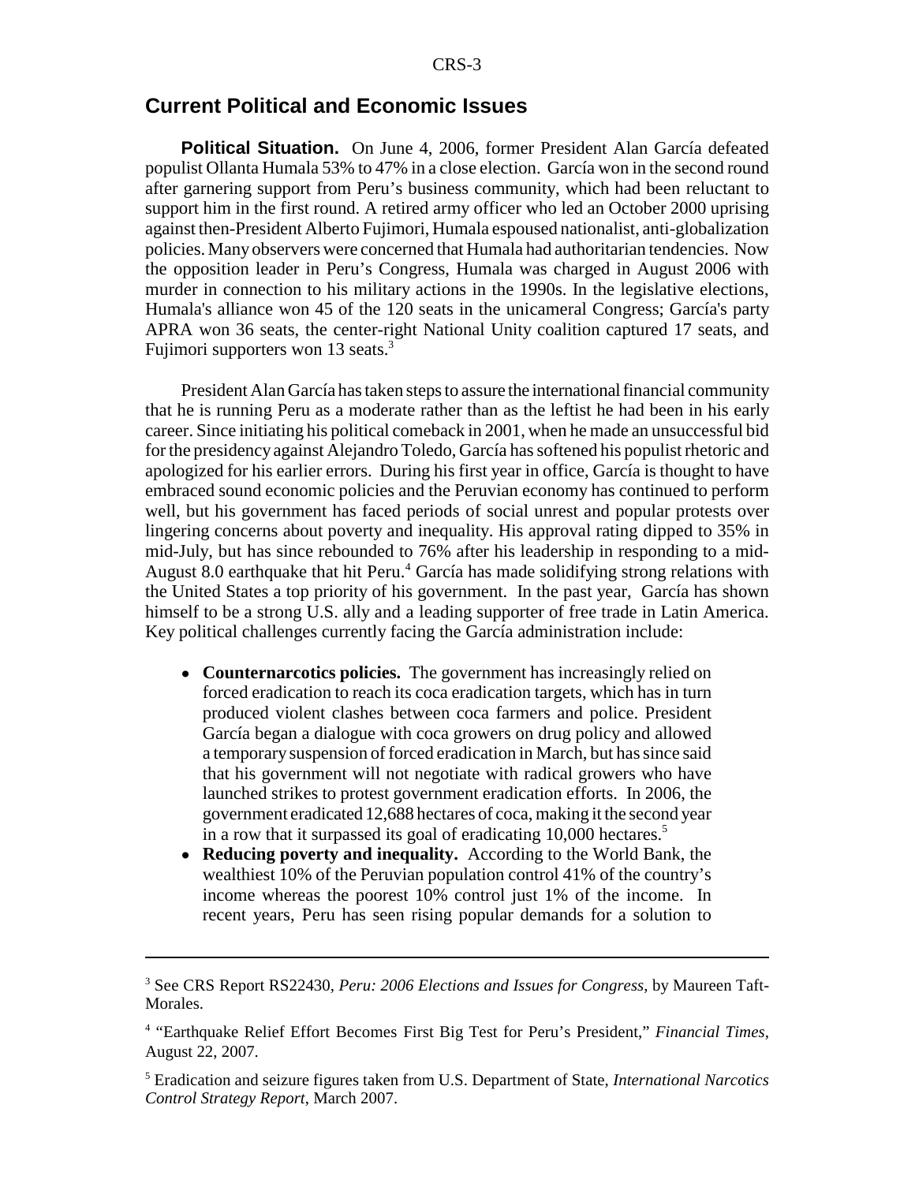## Current Political and Economic Issues

**Political Situation.** On June 4, 2006, former President Alan García defeated populist Ollanta Humala 53% to 47% in a close election. García won in the second round after garnering support from Peru's business community, which had been reluctant to support him in the first round. A retired army officer who led an October 2000 uprising against then-President Alberto Fujimori, Humala espoused nationalist, anti-globalization policies. Many observers were concerned that Humala had authoritarian tendencies. Now the opposition leader in Peru's Congress, Humala was charged in August 2006 with murder in connection to his military actions in the 1990s. In the legislative elections, Humala's alliance won 45 of the 120 seats in the unicameral Congress; García's party APRA won 36 seats, the center-right National Unity coalition captured 17 seats, and Fujimori supporters won 13 seats.[3]

President Alan García has taken steps to assure the international financial community that he is running Peru as a moderate rather than as the leftist he had been in his early career. Since initiating his political comeback in 2001, when he made an unsuccessful bid for the presidency against Alejandro Toledo, García has softened his populist rhetoric and apologized for his earlier errors. During his first year in office, García is thought to have embraced sound economic policies and the Peruvian economy has continued to perform well, but his government has faced periods of social unrest and popular protests over lingering concerns about poverty and inequality. His approval rating dipped to 35% in mid-July, but has since rebounded to 76% after his leadership in responding to a mid-August 8.0 earthquake that hit Peru.[4] García has made solidifying strong relations with the United States a top priority of his government. In the past year, García has shown himself to be a strong U.S. ally and a leading supporter of free trade in Latin America. Key political challenges currently facing the García administration include:

- **Counternarcotics policies.** The government has increasingly relied on forced eradication to reach its coca eradication targets, which has in turn produced violent clashes between coca farmers and police. President García began a dialogue with coca growers on drug policy and allowed a temporary suspension of forced eradication in March, but has since said that his government will not negotiate with radical growers who have launched strikes to protest government eradication efforts. In 2006, the government eradicated 12,688 hectares of coca, making it the second year in a row that it surpassed its goal of eradicating 10,000 hectares.[5]
- **Reducing poverty and inequality.** According to the World Bank, the wealthiest 10% of the Peruvian population control 41% of the country's income whereas the poorest 10% control just 1% of the income. In recent years, Peru has seen rising popular demands for a solution to

---

[3] See CRS Report RS22430, *Peru: 2006 Elections and Issues for Congress*, by Maureen Taft-Morales.

[4] "Earthquake Relief Effort Becomes First Big Test for Peru's President," *Financial Times*, August 22, 2007.

[5] Eradication and seizure figures taken from U.S. Department of State, *International Narcotics Control Strategy Report*, March 2007.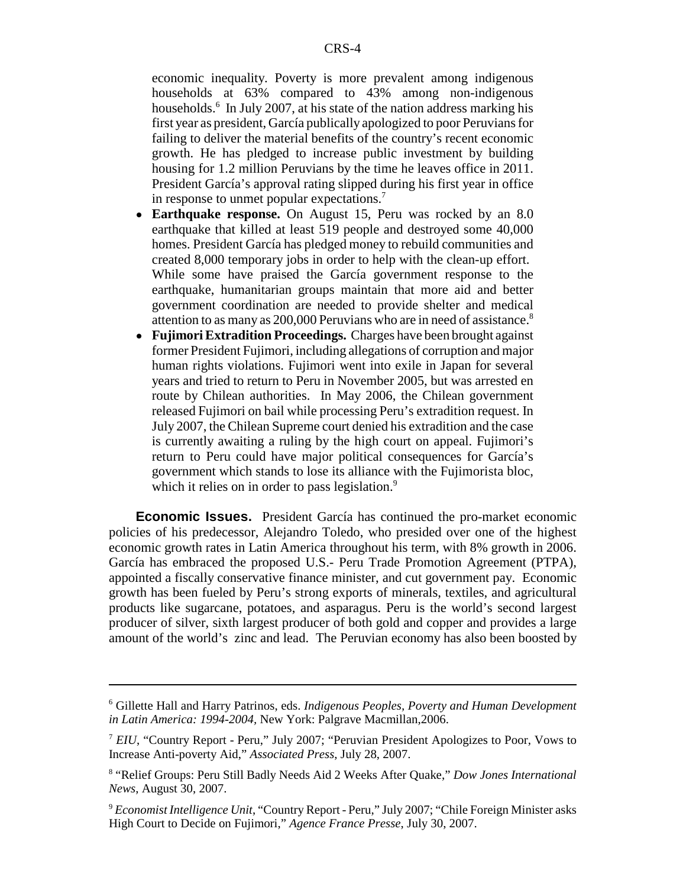economic inequality. Poverty is more prevalent among indigenous households at 63% compared to 43% among non-indigenous households.[6] In July 2007, at his state of the nation address marking his first year as president, García publically apologized to poor Peruvians for failing to deliver the material benefits of the country's recent economic growth. He has pledged to increase public investment by building housing for 1.2 million Peruvians by the time he leaves office in 2011. President García's approval rating slipped during his first year in office in response to unmet popular expectations.[7]

- **Earthquake response.** On August 15, Peru was rocked by an 8.0 earthquake that killed at least 519 people and destroyed some 40,000 homes. President García has pledged money to rebuild communities and created 8,000 temporary jobs in order to help with the clean-up effort. While some have praised the García government response to the earthquake, humanitarian groups maintain that more aid and better government coordination are needed to provide shelter and medical attention to as many as 200,000 Peruvians who are in need of assistance.[8]
- **Fujimori Extradition Proceedings.** Charges have been brought against former President Fujimori, including allegations of corruption and major human rights violations. Fujimori went into exile in Japan for several years and tried to return to Peru in November 2005, but was arrested en route by Chilean authorities. In May 2006, the Chilean government released Fujimori on bail while processing Peru's extradition request. In July 2007, the Chilean Supreme court denied his extradition and the case is currently awaiting a ruling by the high court on appeal. Fujimori's return to Peru could have major political consequences for García's government which stands to lose its alliance with the Fujimorista bloc, which it relies on in order to pass legislation.[9]

**Economic Issues.** President García has continued the pro-market economic policies of his predecessor, Alejandro Toledo, who presided over one of the highest economic growth rates in Latin America throughout his term, with 8% growth in 2006. García has embraced the proposed U.S.- Peru Trade Promotion Agreement (PTPA), appointed a fiscally conservative finance minister, and cut government pay. Economic growth has been fueled by Peru's strong exports of minerals, textiles, and agricultural products like sugarcane, potatoes, and asparagus. Peru is the world's second largest producer of silver, sixth largest producer of both gold and copper and provides a large amount of the world's zinc and lead. The Peruvian economy has also been boosted by

---

[6] Gillette Hall and Harry Patrinos, eds. *Indigenous Peoples, Poverty and Human Development in Latin America: 1994-2004*, New York: Palgrave Macmillan,2006.

[7] *EIU*, "Country Report - Peru," July 2007; "Peruvian President Apologizes to Poor, Vows to Increase Anti-poverty Aid," *Associated Press*, July 28, 2007.

[8] "Relief Groups: Peru Still Badly Needs Aid 2 Weeks After Quake," *Dow Jones International News*, August 30, 2007.

[9] *Economist Intelligence Unit*, "Country Report - Peru," July 2007; "Chile Foreign Minister asks High Court to Decide on Fujimori," *Agence France Presse*, July 30, 2007.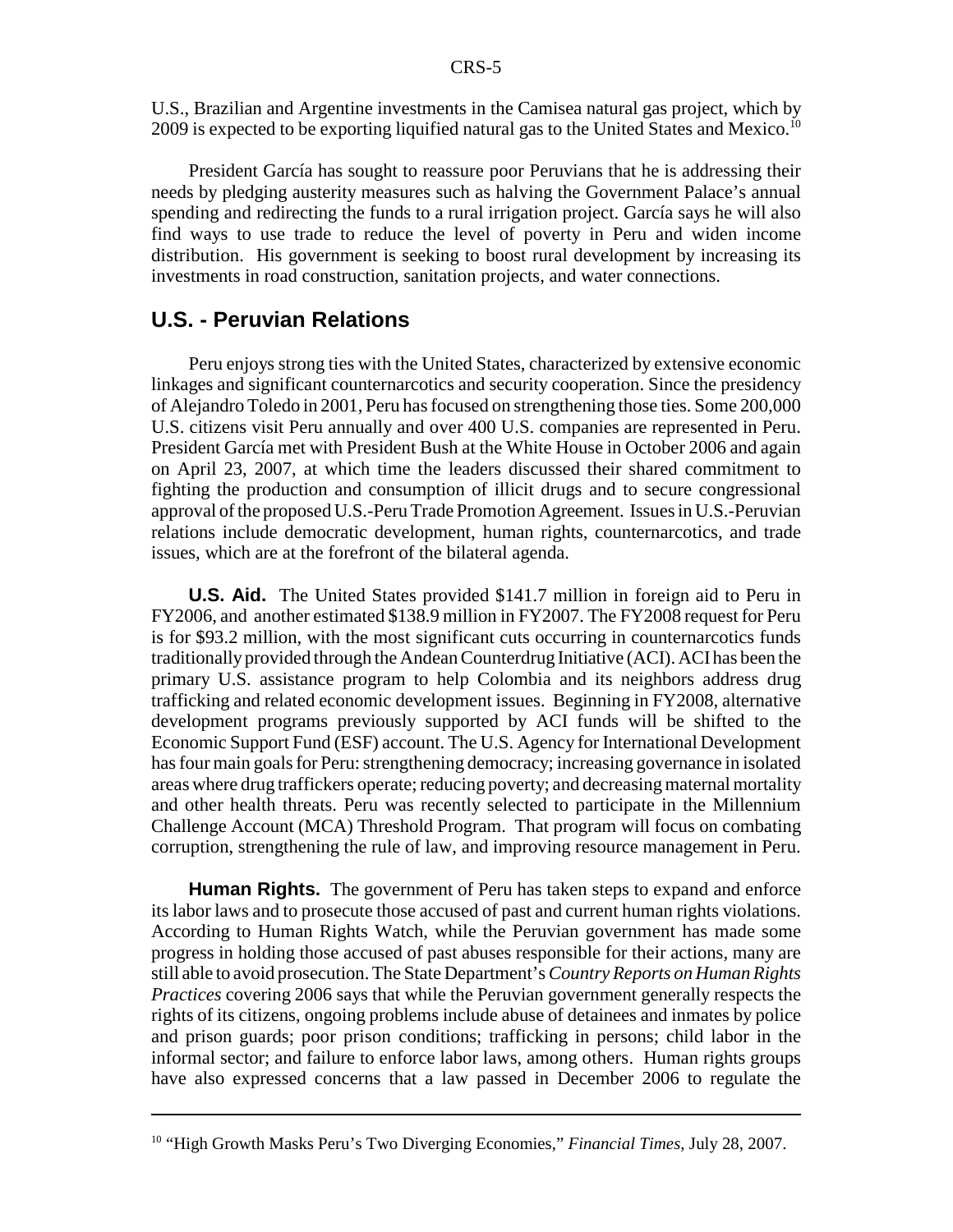U.S., Brazilian and Argentine investments in the Camisea natural gas project, which by 2009 is expected to be exporting liquified natural gas to the United States and Mexico.[10]

President García has sought to reassure poor Peruvians that he is addressing their needs by pledging austerity measures such as halving the Government Palace's annual spending and redirecting the funds to a rural irrigation project. García says he will also find ways to use trade to reduce the level of poverty in Peru and widen income distribution. His government is seeking to boost rural development by increasing its investments in road construction, sanitation projects, and water connections.

## U.S. - Peruvian Relations

Peru enjoys strong ties with the United States, characterized by extensive economic linkages and significant counternarcotics and security cooperation. Since the presidency of Alejandro Toledo in 2001, Peru has focused on strengthening those ties. Some 200,000 U.S. citizens visit Peru annually and over 400 U.S. companies are represented in Peru. President García met with President Bush at the White House in October 2006 and again on April 23, 2007, at which time the leaders discussed their shared commitment to fighting the production and consumption of illicit drugs and to secure congressional approval of the proposed U.S.-Peru Trade Promotion Agreement. Issues in U.S.-Peruvian relations include democratic development, human rights, counternarcotics, and trade issues, which are at the forefront of the bilateral agenda.

**U.S. Aid.** The United States provided $141.7 million in foreign aid to Peru in FY2006, and another estimated $138.9 million in FY2007. The FY2008 request for Peru is for $93.2 million, with the most significant cuts occurring in counternarcotics funds traditionally provided through the Andean Counterdrug Initiative (ACI). ACI has been the primary U.S. assistance program to help Colombia and its neighbors address drug trafficking and related economic development issues. Beginning in FY2008, alternative development programs previously supported by ACI funds will be shifted to the Economic Support Fund (ESF) account. The U.S. Agency for International Development has four main goals for Peru: strengthening democracy; increasing governance in isolated areas where drug traffickers operate; reducing poverty; and decreasing maternal mortality and other health threats. Peru was recently selected to participate in the Millennium Challenge Account (MCA) Threshold Program. That program will focus on combating corruption, strengthening the rule of law, and improving resource management in Peru.

**Human Rights.** The government of Peru has taken steps to expand and enforce its labor laws and to prosecute those accused of past and current human rights violations. According to Human Rights Watch, while the Peruvian government has made some progress in holding those accused of past abuses responsible for their actions, many are still able to avoid prosecution. The State Department's *Country Reports on Human Rights Practices* covering 2006 says that while the Peruvian government generally respects the rights of its citizens, ongoing problems include abuse of detainees and inmates by police and prison guards; poor prison conditions; trafficking in persons; child labor in the informal sector; and failure to enforce labor laws, among others. Human rights groups have also expressed concerns that a law passed in December 2006 to regulate the

---

[10] "High Growth Masks Peru's Two Diverging Economies," *Financial Times*, July 28, 2007.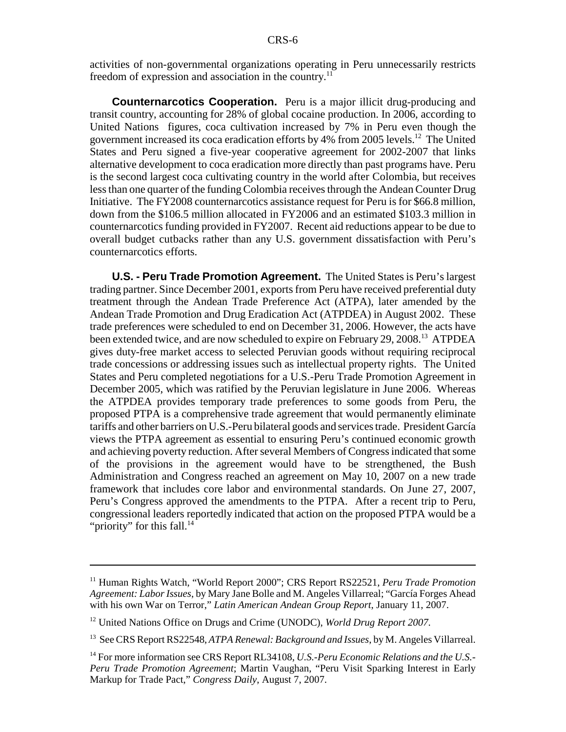activities of non-governmental organizations operating in Peru unnecessarily restricts freedom of expression and association in the country.[11]

**Counternarcotics Cooperation.** Peru is a major illicit drug-producing and transit country, accounting for 28% of global cocaine production. In 2006, according to United Nations figures, coca cultivation increased by 7% in Peru even though the government increased its coca eradication efforts by 4% from 2005 levels.[12] The United States and Peru signed a five-year cooperative agreement for 2002-2007 that links alternative development to coca eradication more directly than past programs have. Peru is the second largest coca cultivating country in the world after Colombia, but receives less than one quarter of the funding Colombia receives through the Andean Counter Drug Initiative. The FY2008 counternarcotics assistance request for Peru is for $66.8 million, down from the $106.5 million allocated in FY2006 and an estimated $103.3 million in counternarcotics funding provided in FY2007. Recent aid reductions appear to be due to overall budget cutbacks rather than any U.S. government dissatisfaction with Peru's counternarcotics efforts.

**U.S. - Peru Trade Promotion Agreement.** The United States is Peru's largest trading partner. Since December 2001, exports from Peru have received preferential duty treatment through the Andean Trade Preference Act (ATPA), later amended by the Andean Trade Promotion and Drug Eradication Act (ATPDEA) in August 2002. These trade preferences were scheduled to end on December 31, 2006. However, the acts have been extended twice, and are now scheduled to expire on February 29, 2008.[13] ATPDEA gives duty-free market access to selected Peruvian goods without requiring reciprocal trade concessions or addressing issues such as intellectual property rights. The United States and Peru completed negotiations for a U.S.-Peru Trade Promotion Agreement in December 2005, which was ratified by the Peruvian legislature in June 2006. Whereas the ATPDEA provides temporary trade preferences to some goods from Peru, the proposed PTPA is a comprehensive trade agreement that would permanently eliminate tariffs and other barriers on U.S.-Peru bilateral goods and services trade. President García views the PTPA agreement as essential to ensuring Peru's continued economic growth and achieving poverty reduction. After several Members of Congress indicated that some of the provisions in the agreement would have to be strengthened, the Bush Administration and Congress reached an agreement on May 10, 2007 on a new trade framework that includes core labor and environmental standards. On June 27, 2007, Peru's Congress approved the amendments to the PTPA. After a recent trip to Peru, congressional leaders reportedly indicated that action on the proposed PTPA would be a "priority" for this fall.[14]

---

[11] Human Rights Watch, "World Report 2000"; CRS Report RS22521, *Peru Trade Promotion Agreement: Labor Issues*, by Mary Jane Bolle and M. Angeles Villarreal; "García Forges Ahead with his own War on Terror," *Latin American Andean Group Report*, January 11, 2007.

[12] United Nations Office on Drugs and Crime (UNODC), *World Drug Report 2007*.

[13] See CRS Report RS22548, *ATPA Renewal: Background and Issues*, by M. Angeles Villarreal.

[14] For more information see CRS Report RL34108, *U.S.-Peru Economic Relations and the U.S.-Peru Trade Promotion Agreement*; Martin Vaughan, "Peru Visit Sparking Interest in Early Markup for Trade Pact," *Congress Daily*, August 7, 2007.